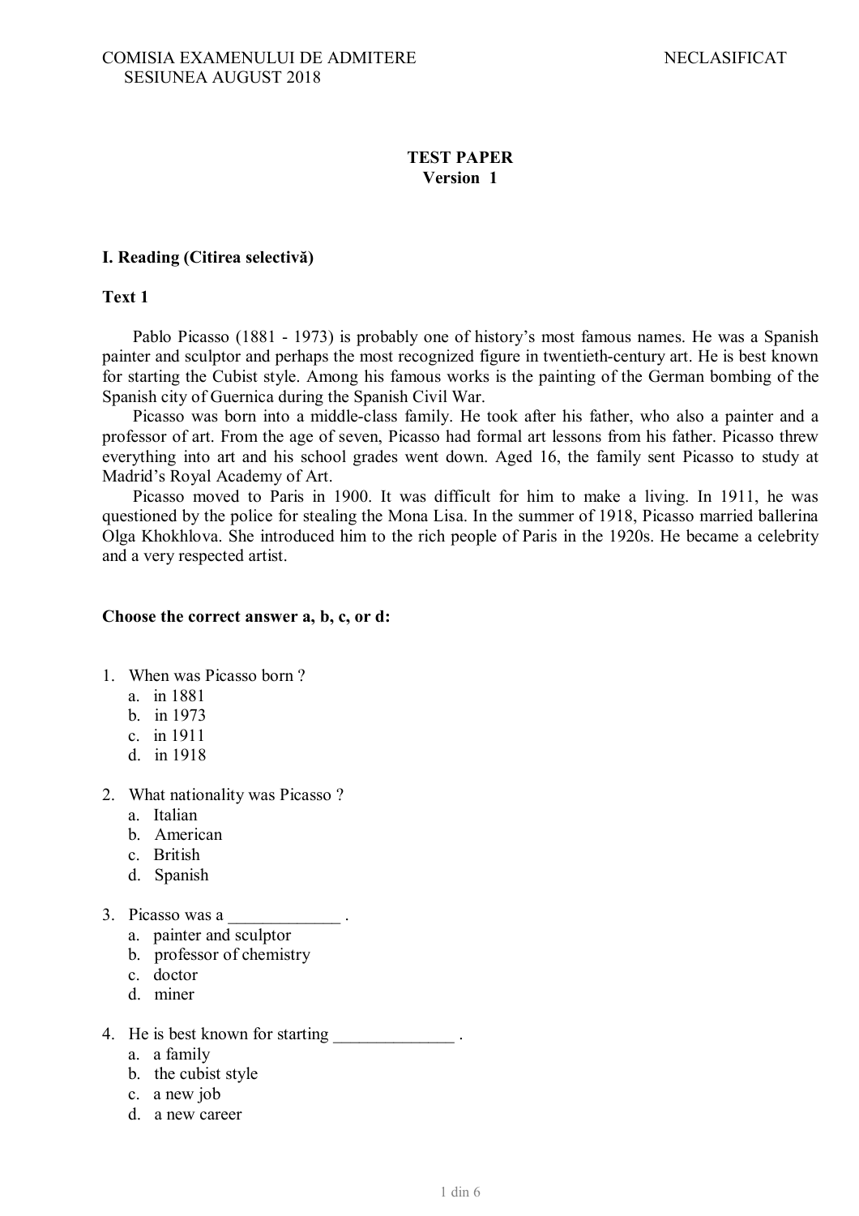COMISIA EXAMENULUI DE ADMITERE
SESIUNEA AUGUST 2018

NECLASIFICAT

**TEST PAPER**
**Version 1**

**I. Reading (Citirea selectivă)**

**Text 1**

Pablo Picasso (1881 - 1973) is probably one of history's most famous names. He was a Spanish painter and sculptor and perhaps the most recognized figure in twentieth-century art. He is best known for starting the Cubist style. Among his famous works is the painting of the German bombing of the Spanish city of Guernica during the Spanish Civil War.

Picasso was born into a middle-class family. He took after his father, who also a painter and a professor of art. From the age of seven, Picasso had formal art lessons from his father. Picasso threw everything into art and his school grades went down. Aged 16, the family sent Picasso to study at Madrid's Royal Academy of Art.

Picasso moved to Paris in 1900. It was difficult for him to make a living. In 1911, he was questioned by the police for stealing the Mona Lisa. In the summer of 1918, Picasso married ballerina Olga Khokhlova. She introduced him to the rich people of Paris in the 1920s. He became a celebrity and a very respected artist.

**Choose the correct answer a, b, c, or d:**

1. When was Picasso born ?
   a. in 1881
   b. in 1973
   c. in 1911
   d. in 1918

2. What nationality was Picasso ?
   a. Italian
   b. American
   c. British
   d. Spanish

3. Picasso was a _____________ .
   a. painter and sculptor
   b. professor of chemistry
   c. doctor
   d. miner

4. He is best known for starting ______________ .
   a. a family
   b. the cubist style
   c. a new job
   d. a new career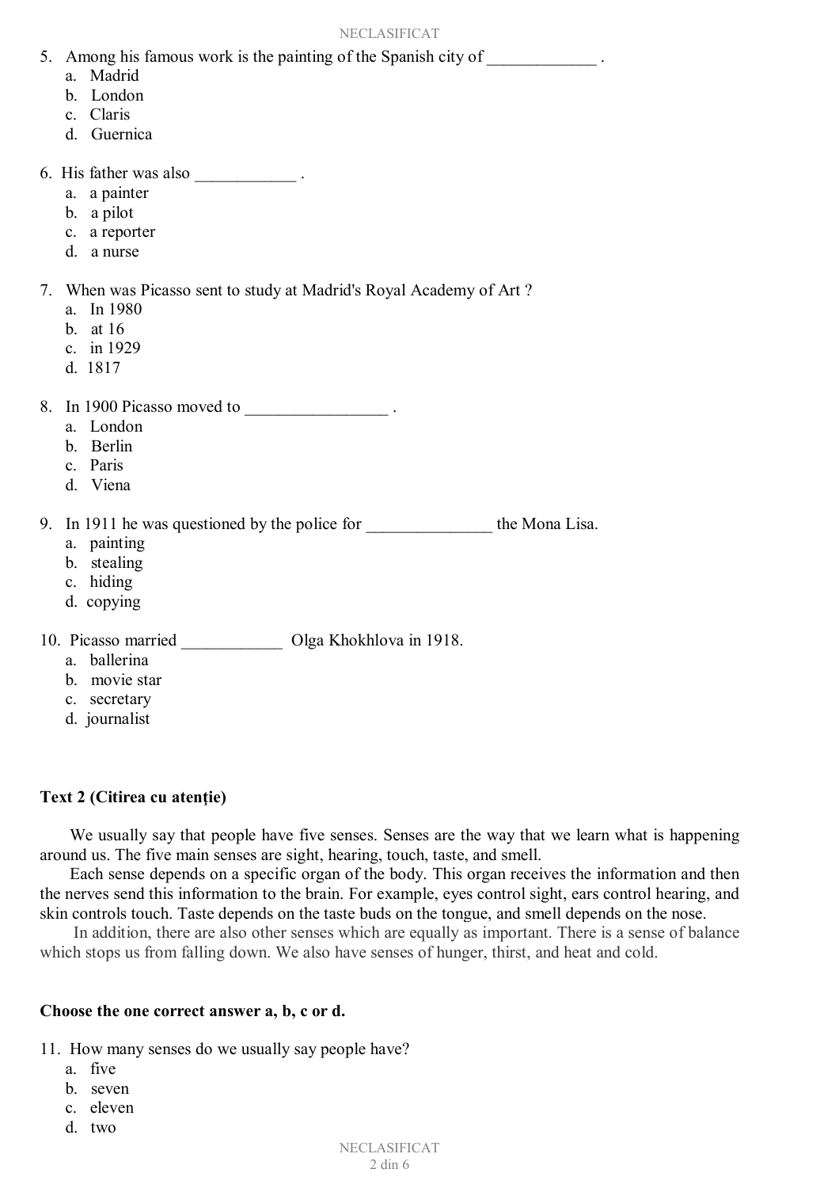5. Among his famous work is the painting of the Spanish city of _____________ .
   a. Madrid
   b. London
   c. Claris
   d. Guernica

6. His father was also ____________ .
   a. a painter
   b. a pilot
   c. a reporter
   d. a nurse

7. When was Picasso sent to study at Madrid's Royal Academy of Art ?
   a. In 1980
   b. at 16
   c. in 1929
   d. 1817

8. In 1900 Picasso moved to _________________ .
   a. London
   b. Berlin
   c. Paris
   d. Viena

9. In 1911 he was questioned by the police for _______________ the Mona Lisa.
   a. painting
   b. stealing
   c. hiding
   d. copying

10. Picasso married ____________ Olga Khokhlova in 1918.
    a. ballerina
    b. movie star
    c. secretary
    d. journalist

**Text 2 (Citirea cu atenție)**

We usually say that people have five senses. Senses are the way that we learn what is happening around us. The five main senses are sight, hearing, touch, taste, and smell.

Each sense depends on a specific organ of the body. This organ receives the information and then the nerves send this information to the brain. For example, eyes control sight, ears control hearing, and skin controls touch. Taste depends on the taste buds on the tongue, and smell depends on the nose.

In addition, there are also other senses which are equally as important. There is a sense of balance which stops us from falling down. We also have senses of hunger, thirst, and heat and cold.

**Choose the one correct answer a, b, c or d.**

11. How many senses do we usually say people have?
    a. five
    b. seven
    c. eleven
    d. two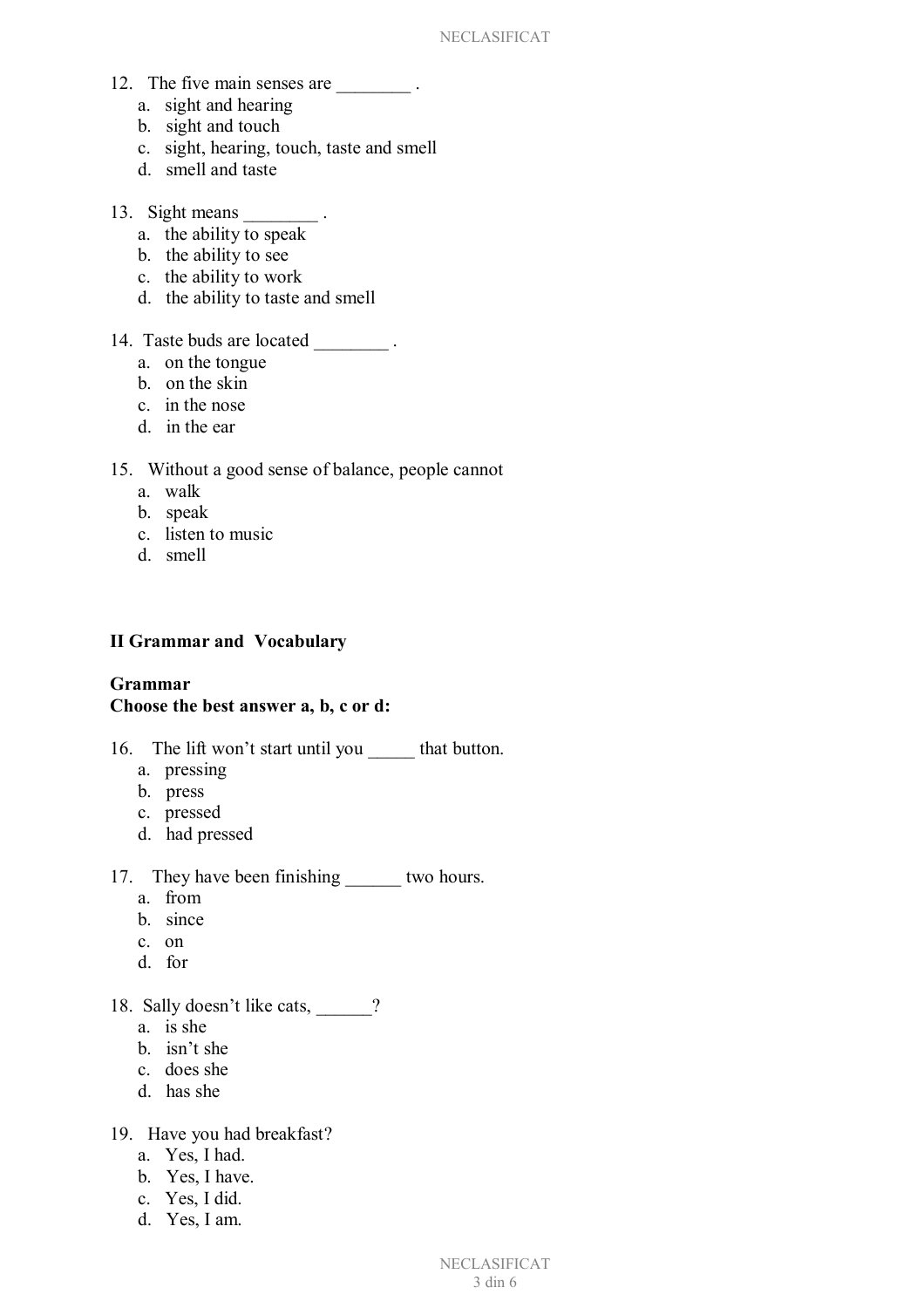12. The five main senses are ________ .
    a. sight and hearing
    b. sight and touch
    c. sight, hearing, touch, taste and smell
    d. smell and taste

13. Sight means ________ .
    a. the ability to speak
    b. the ability to see
    c. the ability to work
    d. the ability to taste and smell

14. Taste buds are located ________ .
    a. on the tongue
    b. on the skin
    c. in the nose
    d. in the ear

15. Without a good sense of balance, people cannot
    a. walk
    b. speak
    c. listen to music
    d. smell

**II Grammar and Vocabulary**

**Grammar**
**Choose the best answer a, b, c or d:**

16. The lift won't start until you _____ that button.
    a. pressing
    b. press
    c. pressed
    d. had pressed

17. They have been finishing ______ two hours.
    a. from
    b. since
    c. on
    d. for

18. Sally doesn't like cats, ______?
    a. is she
    b. isn't she
    c. does she
    d. has she

19. Have you had breakfast?
    a. Yes, I had.
    b. Yes, I have.
    c. Yes, I did.
    d. Yes, I am.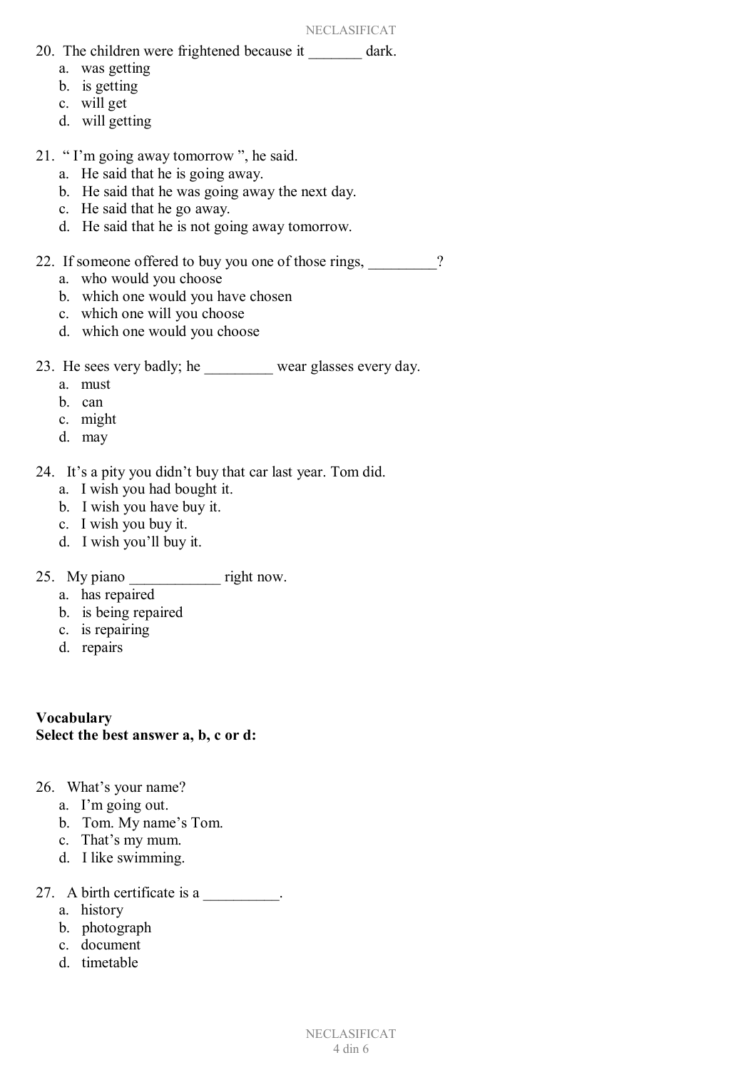20. The children were frightened because it _______ dark.
    a. was getting
    b. is getting
    c. will get
    d. will getting

21. " I'm going away tomorrow ", he said.
    a. He said that he is going away.
    b. He said that he was going away the next day.
    c. He said that he go away.
    d. He said that he is not going away tomorrow.

22. If someone offered to buy you one of those rings, _________?
    a. who would you choose
    b. which one would you have chosen
    c. which one will you choose
    d. which one would you choose

23. He sees very badly; he _________ wear glasses every day.
    a. must
    b. can
    c. might
    d. may

24. It's a pity you didn't buy that car last year. Tom did.
    a. I wish you had bought it.
    b. I wish you have buy it.
    c. I wish you buy it.
    d. I wish you'll buy it.

25. My piano ____________ right now.
    a. has repaired
    b. is being repaired
    c. is repairing
    d. repairs

**Vocabulary**
**Select the best answer a, b, c or d:**

26. What's your name?
    a. I'm going out.
    b. Tom. My name's Tom.
    c. That's my mum.
    d. I like swimming.

27. A birth certificate is a __________.
    a. history
    b. photograph
    c. document
    d. timetable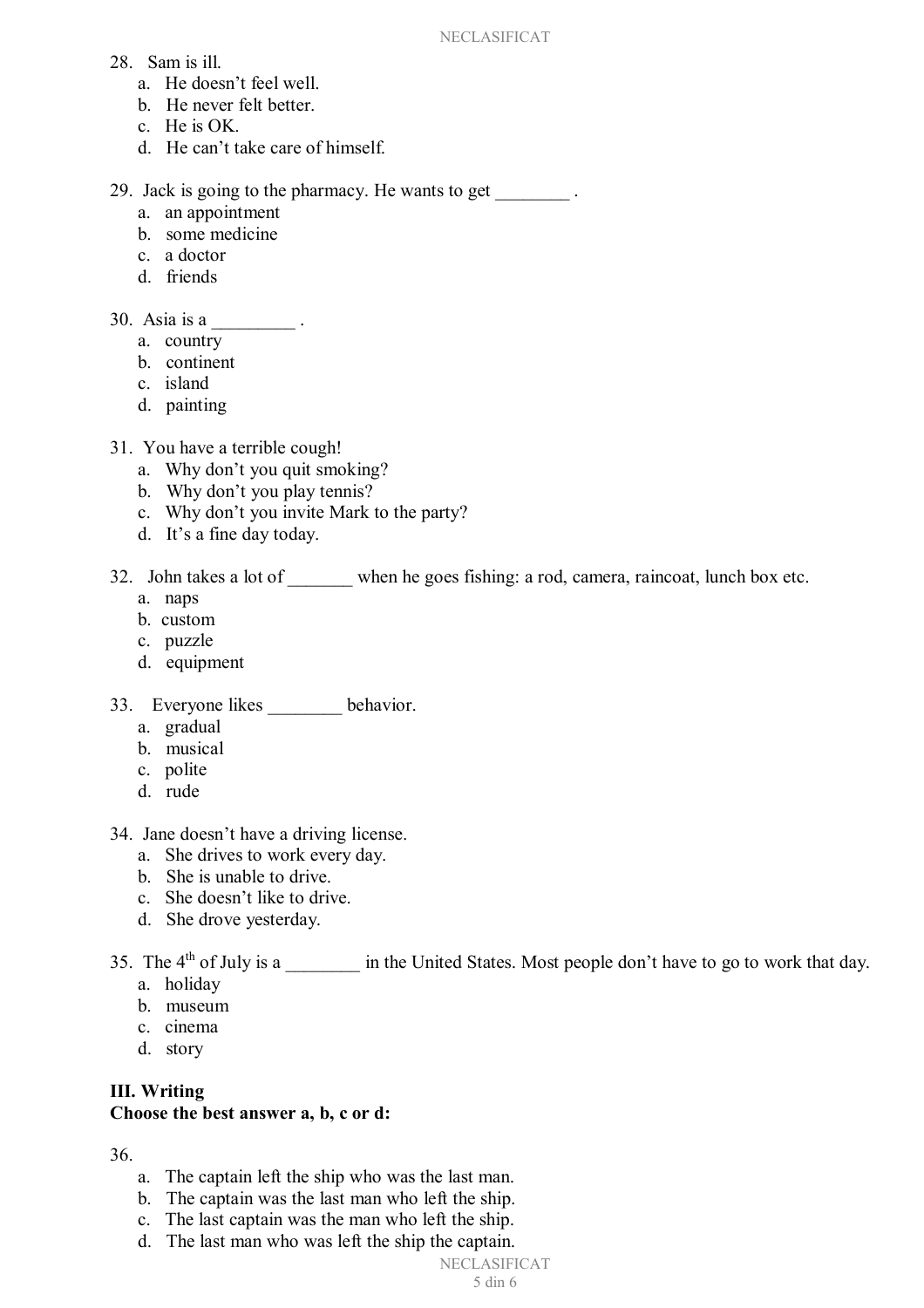28. Sam is ill.
    a. He doesn't feel well.
    b. He never felt better.
    c. He is OK.
    d. He can't take care of himself.

29. Jack is going to the pharmacy. He wants to get ________ .
    a. an appointment
    b. some medicine
    c. a doctor
    d. friends

30. Asia is a _________ .
    a. country
    b. continent
    c. island
    d. painting

31. You have a terrible cough!
    a. Why don't you quit smoking?
    b. Why don't you play tennis?
    c. Why don't you invite Mark to the party?
    d. It's a fine day today.

32. John takes a lot of _______ when he goes fishing: a rod, camera, raincoat, lunch box etc.
    a. naps
    b. custom
    c. puzzle
    d. equipment

33. Everyone likes ________ behavior.
    a. gradual
    b. musical
    c. polite
    d. rude

34. Jane doesn't have a driving license.
    a. She drives to work every day.
    b. She is unable to drive.
    c. She doesn't like to drive.
    d. She drove yesterday.

35. The 4th of July is a ________ in the United States. Most people don't have to go to work that day.
    a. holiday
    b. museum
    c. cinema
    d. story

**III. Writing**
**Choose the best answer a, b, c or d:**

36.
    a. The captain left the ship who was the last man.
    b. The captain was the last man who left the ship.
    c. The last captain was the man who left the ship.
    d. The last man who was left the ship the captain.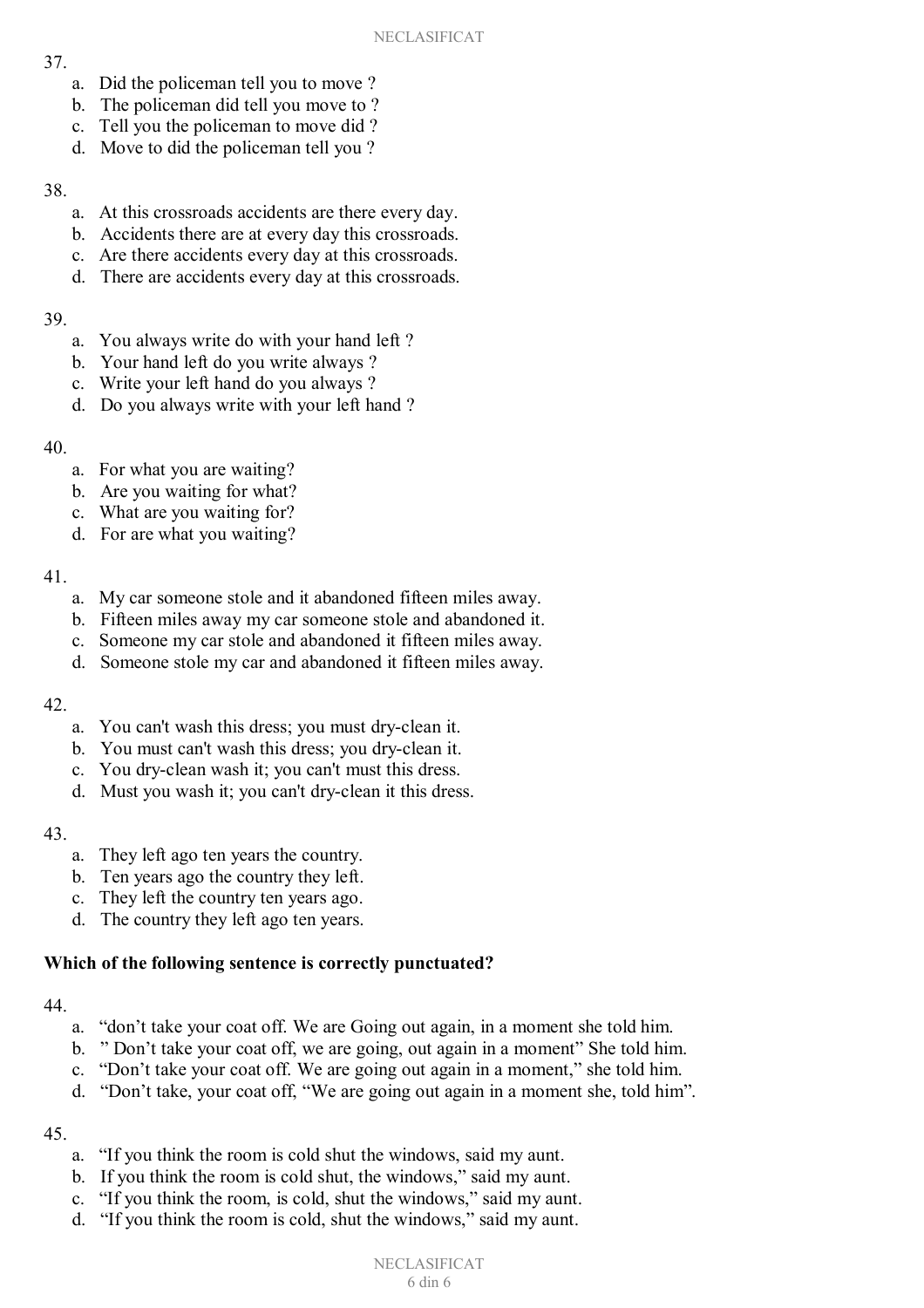37.

a. Did the policeman tell you to move ?
b. The policeman did tell you move to ?
c. Tell you the policeman to move did ?
d. Move to did the policeman tell you ?

38.

a. At this crossroads accidents are there every day.
b. Accidents there are at every day this crossroads.
c. Are there accidents every day at this crossroads.
d. There are accidents every day at this crossroads.

39.

a. You always write do with your hand left ?
b. Your hand left do you write always ?
c. Write your left hand do you always ?
d. Do you always write with your left hand ?

40.

a. For what you are waiting?
b. Are you waiting for what?
c. What are you waiting for?
d. For are what you waiting?

41.

a. My car someone stole and it abandoned fifteen miles away.
b. Fifteen miles away my car someone stole and abandoned it.
c. Someone my car stole and abandoned it fifteen miles away.
d. Someone stole my car and abandoned it fifteen miles away.

42.

a. You can't wash this dress; you must dry-clean it.
b. You must can't wash this dress; you dry-clean it.
c. You dry-clean wash it; you can't must this dress.
d. Must you wash it; you can't dry-clean it this dress.

43.

a. They left ago ten years the country.
b. Ten years ago the country they left.
c. They left the country ten years ago.
d. The country they left ago ten years.

**Which of the following sentence is correctly punctuated?**

44.

a. “don’t take your coat off. We are Going out again, in a moment she told him.
b. ” Don’t take your coat off, we are going, out again in a moment” She told him.
c. “Don’t take your coat off. We are going out again in a moment,” she told him.
d. “Don’t take, your coat off, “We are going out again in a moment she, told him”.

45.

a. “If you think the room is cold shut the windows, said my aunt.
b. If you think the room is cold shut, the windows,” said my aunt.
c. “If you think the room, is cold, shut the windows,” said my aunt.
d. “If you think the room is cold, shut the windows,” said my aunt.